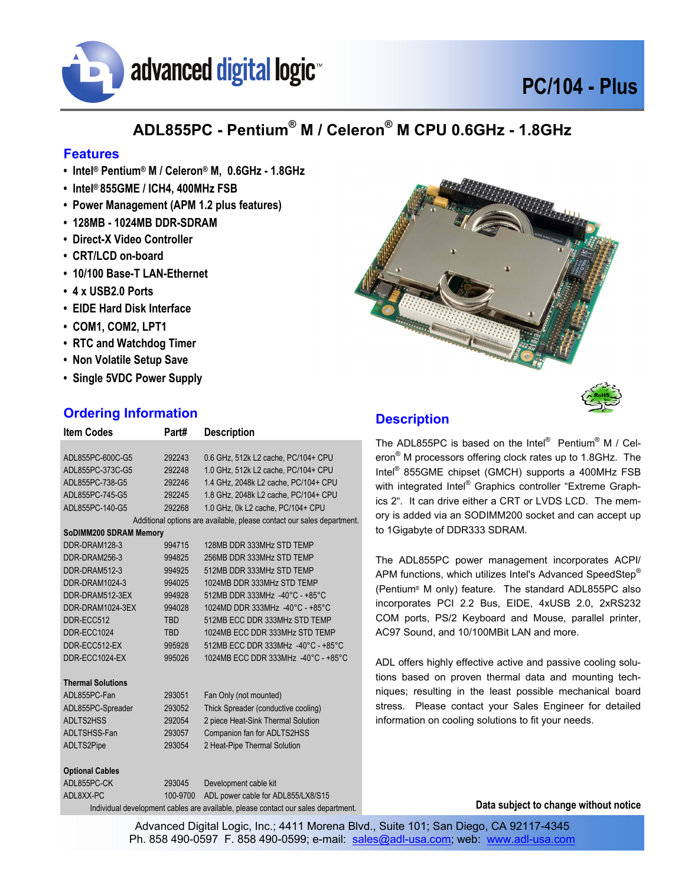# PC/104 - Plus

## ADL855PC - Pentium® M / Celeron® M CPU 0.6GHz - 1.8GHz

### Features

- Intel® Pentium® M / Celeron® M, 0.6GHz - 1.8GHz
- Intel® 855GME / ICH4, 400MHz FSB
- Power Management (APM 1.2 plus features)
- 128MB - 1024MB DDR-SDRAM
- Direct-X Video Controller
- CRT/LCD on-board
- 10/100 Base-T LAN-Ethernet
- 4 x USB2.0 Ports
- EIDE Hard Disk Interface
- COM1, COM2, LPT1
- RTC and Watchdog Timer
- Non Volatile Setup Save
- Single 5VDC Power Supply

### Ordering Information

| Item Codes | Part# | Description |
|---|---|---|
| ADL855PC-600C-G5 | 292243 | 0.6 GHz, 512k L2 cache, PC/104+ CPU |
| ADL855PC-373C-G5 | 292248 | 1.0 GHz, 512k L2 cache, PC/104+ CPU |
| ADL855PC-738-G5 | 292246 | 1.4 GHz, 2048k L2 cache, PC/104+ CPU |
| ADL855PC-745-G5 | 292245 | 1.8 GHz, 2048k L2 cache, PC/104+ CPU |
| ADL855PC-140-G5 | 292268 | 1.0 GHz, 0k L2 cache, PC/104+ CPU |
| | | Additional options are available, please contact our sales department. |
| **SoDIMM200 SDRAM Memory** | | |
| DDR-DRAM128-3 | 994715 | 128MB DDR 333MHz STD TEMP |
| DDR-DRAM256-3 | 994825 | 256MB DDR 333MHz STD TEMP |
| DDR-DRAM512-3 | 994925 | 512MB DDR 333MHz STD TEMP |
| DDR-DRAM1024-3 | 994025 | 1024MB DDR 333MHz STD TEMP |
| DDR-DRAM512-3EX | 994928 | 512MB DDR 333MHz -40°C - +85°C |
| DDR-DRAM1024-3EX | 994028 | 1024MD DDR 333MHz -40°C - +85°C |
| DDR-ECC512 | TBD | 512MB ECC DDR 333MHz STD TEMP |
| DDR-ECC1024 | TBD | 1024MB ECC DDR 333MHz STD TEMP |
| DDR-ECC512-EX | 995928 | 512MB ECC DDR 333MHz -40°C - +85°C |
| DDR-ECC1024-EX | 995026 | 1024MB ECC DDR 333MHz -40°C - +85°C |
| **Thermal Solutions** | | |
| ADL855PC-Fan | 293051 | Fan Only (not mounted) |
| ADL855PC-Spreader | 293052 | Thick Spreader (conductive cooling) |
| ADLTS2HSS | 292054 | 2 piece Heat-Sink Thermal Solution |
| ADLTSHSS-Fan | 293057 | Companion fan for ADLTS2HSS |
| ADLTS2Pipe | 293054 | 2 Heat-Pipe Thermal Solution |
| **Optional Cables** | | |
| ADL855PC-CK | 293045 | Development cable kit |
| ADL8XX-PC | 100-9700 | ADL power cable for ADL855/LX8/S15 |
| | | Individual development cables are available, please contact our sales department. |

### Description

The ADL855PC is based on the Intel® Pentium® M / Celeron® M processors offering clock rates up to 1.8GHz. The Intel® 855GME chipset (GMCH) supports a 400MHz FSB with integrated Intel® Graphics controller "Extreme Graphics 2". It can drive either a CRT or LVDS LCD. The memory is added via an SODIMM200 socket and can accept up to 1Gigabyte of DDR333 SDRAM.

The ADL855PC power management incorporates ACPI/APM functions, which utilizes Intel's Advanced SpeedStep® (Pentium® M only) feature. The standard ADL855PC also incorporates PCI 2.2 Bus, EIDE, 4xUSB 2.0, 2xRS232 COM ports, PS/2 Keyboard and Mouse, parallel printer, AC97 Sound, and 10/100MBit LAN and more.

ADL offers highly effective active and passive cooling solutions based on proven thermal data and mounting techniques; resulting in the least possible mechanical board stress. Please contact your Sales Engineer for detailed information on cooling solutions to fit your needs.

**Data subject to change without notice**

Advanced Digital Logic, Inc.; 4411 Morena Blvd., Suite 101; San Diego, CA 92117-4345
Ph. 858 490-0597 F. 858 490-0599; e-mail: sales@adl-usa.com; web: www.adl-usa.com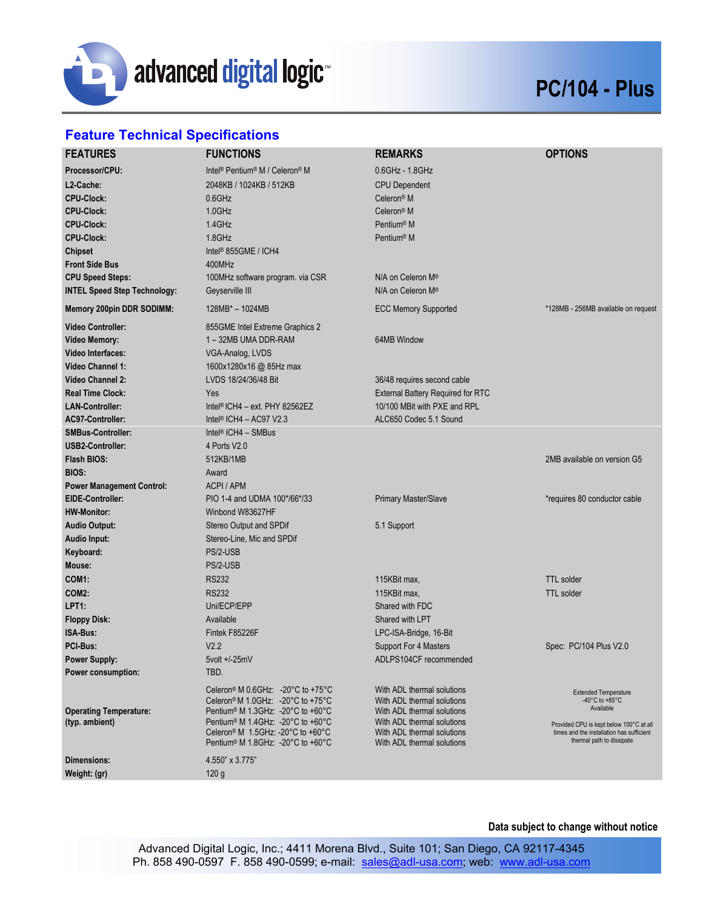## Feature Technical Specifications

| FEATURES | FUNCTIONS | REMARKS | OPTIONS |
|---|---|---|---|
| **Processor/CPU:** | Intel® Pentium® M / Celeron® M | 0.6GHz - 1.8GHz | |
| **L2-Cache:** | 2048KB / 1024KB / 512KB | CPU Dependent | |
| **CPU-Clock:** | 0.6GHz | Celeron® M | |
| **CPU-Clock:** | 1.0GHz | Celeron® M | |
| **CPU-Clock:** | 1.4GHz | Pentium® M | |
| **CPU-Clock:** | 1.8GHz | Pentium® M | |
| **Chipset** | Intel® 855GME / ICH4 | | |
| **Front Side Bus** | 400MHz | | |
| **CPU Speed Steps:** | 100MHz software program. via CSR | N/A on Celeron M® | |
| **INTEL Speed Step Technology:** | Geyserville III | N/A on Celeron M® | |
| **Memory 200pin DDR SODIMM:** | 128MB* – 1024MB | ECC Memory Supported | *128MB - 256MB available on request |
| **Video Controller:** | 855GME Intel Extreme Graphics 2 | | |
| **Video Memory:** | 1 – 32MB UMA DDR-RAM | 64MB Window | |
| **Video Interfaces:** | VGA-Analog, LVDS | | |
| **Video Channel 1:** | 1600x1280x16 @ 85Hz max | | |
| **Video Channel 2:** | LVDS 18/24/36/48 Bit | 36/48 requires second cable | |
| **Real Time Clock:** | Yes | External Battery Required for RTC | |
| **LAN-Controller:** | Intel® ICH4 – ext. PHY 82562EZ | 10/100 MBit with PXE and RPL | |
| **AC97-Controller:** | Intel® ICH4 – AC97 V2.3 | ALC650 Codec 5.1 Sound | |
| **SMBus-Controller:** | Intel® ICH4 – SMBus | | |
| **USB2-Controller:** | 4 Ports V2.0 | | |
| **Flash BIOS:** | 512KB/1MB | | 2MB available on version G5 |
| **BIOS:** | Award | | |
| **Power Management Control:** | ACPI / APM | | |
| **EIDE-Controller:** | PIO 1-4 and UDMA 100*/66*/33 | Primary Master/Slave | *requires 80 conductor cable |
| **HW-Monitor:** | Winbond W83627HF | | |
| **Audio Output:** | Stereo Output and SPDif | 5.1 Support | |
| **Audio Input:** | Stereo-Line, Mic and SPDif | | |
| **Keyboard:** | PS/2-USB | | |
| **Mouse:** | PS/2-USB | | |
| **COM1:** | RS232 | 115KBit max, | TTL solder |
| **COM2:** | RS232 | 115KBit max, | TTL solder |
| **LPT1:** | Uni/ECP/EPP | Shared with FDC | |
| **Floppy Disk:** | Available | Shared with LPT | |
| **ISA-Bus:** | Fintek F85226F | LPC-ISA-Bridge, 16-Bit | |
| **PCI-Bus:** | V2.2 | Support For 4 Masters | Spec: PC/104 Plus V2.0 |
| **Power Supply:** | 5volt +/-25mV | ADLPS104CF recommended | |
| **Power consumption:** | TBD. | | |
| **Operating Temperature: (typ. ambient)** | Celeron® M 0.6GHz: -20°C to +75°C<br>Celeron® M 1.0GHz: -20°C to +75°C<br>Pentium® M 1.3GHz: -20°C to +60°C<br>Pentium® M 1.4GHz: -20°C to +60°C<br>Celeron® M 1.5GHz: -20°C to +60°C<br>Pentium® M 1.8GHz: -20°C to +60°C | With ADL thermal solutions<br>With ADL thermal solutions<br>With ADL thermal solutions<br>With ADL thermal solutions<br>With ADL thermal solutions<br>With ADL thermal solutions | Extended Temperature -40°C to +85°C Available<br><br>Provided CPU is kept below 100°C at all times and the installation has sufficient thermal path to dissipate |
| **Dimensions:** | 4.550" x 3.775" | | |
| **Weight: (gr)** | 120 g | | |

**Data subject to change without notice**

Advanced Digital Logic, Inc.; 4411 Morena Blvd., Suite 101; San Diego, CA 92117-4345
Ph. 858 490-0597 F. 858 490-0599; e-mail: sales@adl-usa.com; web: www.adl-usa.com